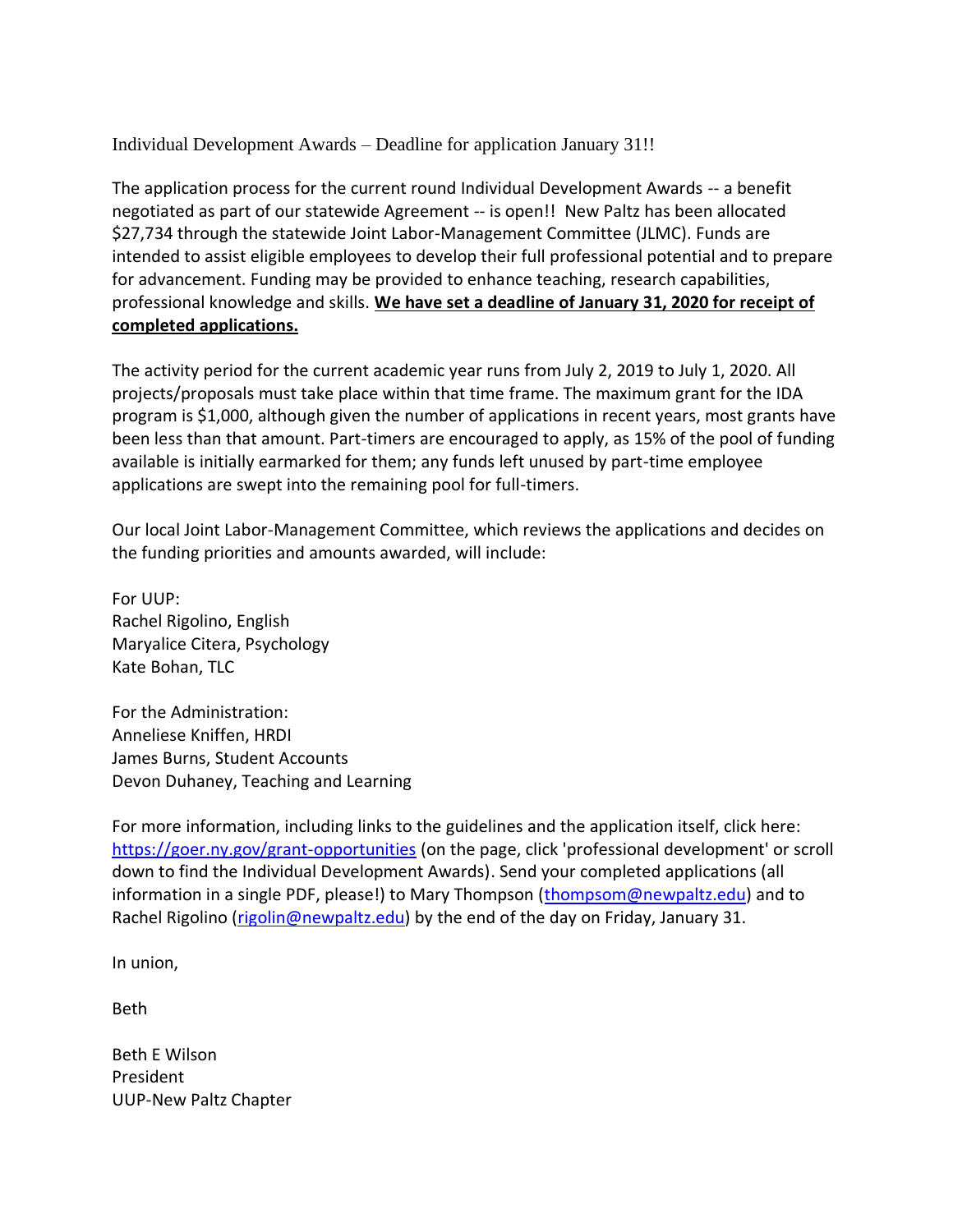Individual Development Awards – Deadline for application January 31!!

The application process for the current round Individual Development Awards -- a benefit negotiated as part of our statewide Agreement -- is open!! New Paltz has been allocated $27,734 through the statewide Joint Labor-Management Committee (JLMC). Funds are intended to assist eligible employees to develop their full professional potential and to prepare for advancement. Funding may be provided to enhance teaching, research capabilities, professional knowledge and skills. **We have set a deadline of January 31, 2020 for receipt of completed applications.**

The activity period for the current academic year runs from July 2, 2019 to July 1, 2020. All projects/proposals must take place within that time frame. The maximum grant for the IDA program is $1,000, although given the number of applications in recent years, most grants have been less than that amount. Part-timers are encouraged to apply, as 15% of the pool of funding available is initially earmarked for them; any funds left unused by part-time employee applications are swept into the remaining pool for full-timers.

Our local Joint Labor-Management Committee, which reviews the applications and decides on the funding priorities and amounts awarded, will include:

For UUP:
Rachel Rigolino, English
Maryalice Citera, Psychology
Kate Bohan, TLC

For the Administration:
Anneliese Kniffen, HRDI
James Burns, Student Accounts
Devon Duhaney, Teaching and Learning

For more information, including links to the guidelines and the application itself, click here: https://goer.ny.gov/grant-opportunities (on the page, click 'professional development' or scroll down to find the Individual Development Awards). Send your completed applications (all information in a single PDF, please!) to Mary Thompson (thompsom@newpaltz.edu) and to Rachel Rigolino (rigolin@newpaltz.edu) by the end of the day on Friday, January 31.

In union,

Beth

Beth E Wilson
President
UUP-New Paltz Chapter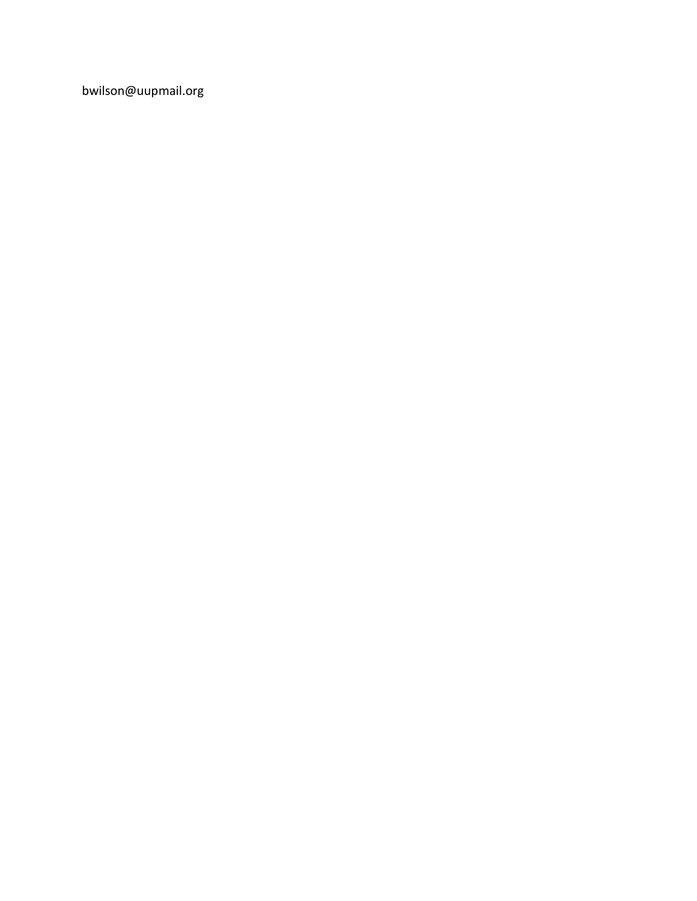bwilson@uupmail.org